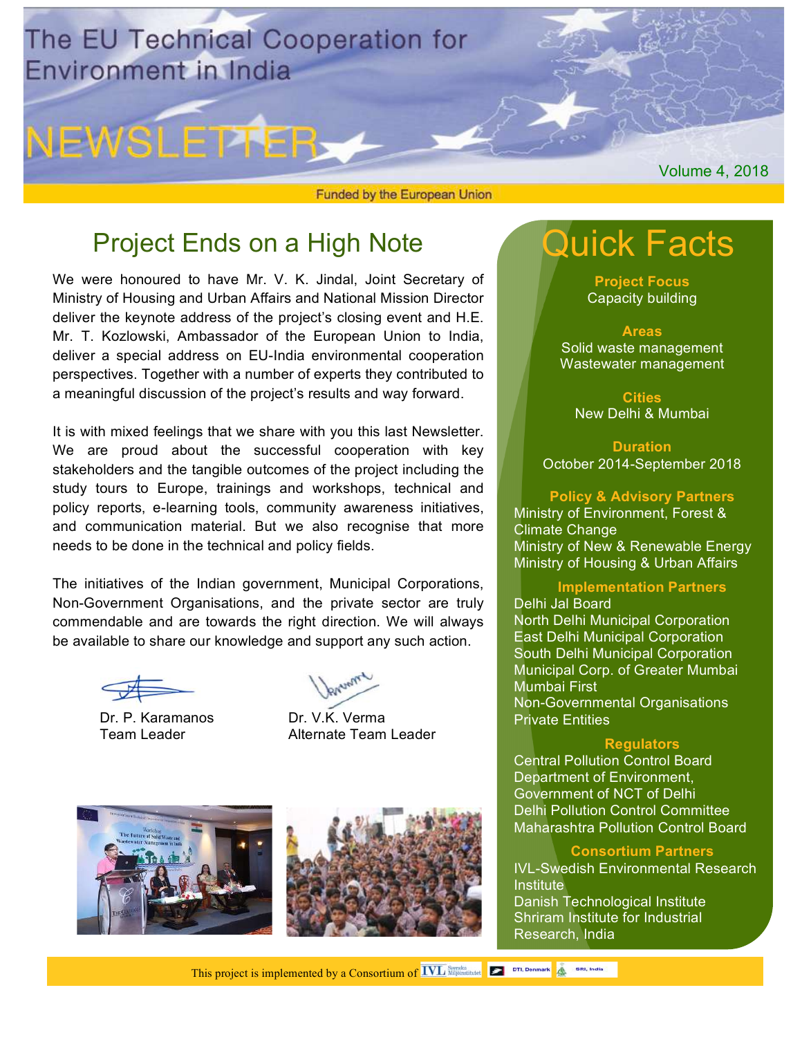# The EU Technical Cooperation for Environment in India

# NEWSLETTER

Volume 4, 2018

Funded by the European Union

## Project Ends on a High Note

We were honoured to have Mr. V. K. Jindal, Joint Secretary of Ministry of Housing and Urban Affairs and National Mission Director deliver the keynote address of the project's closing event and H.E. Mr. T. Kozlowski, Ambassador of the European Union to India, deliver a special address on EU-India environmental cooperation perspectives. Together with a number of experts they contributed to a meaningful discussion of the project's results and way forward.

It is with mixed feelings that we share with you this last Newsletter. We are proud about the successful cooperation with key stakeholders and the tangible outcomes of the project including the study tours to Europe, trainings and workshops, technical and policy reports, e-learning tools, community awareness initiatives, and communication material. But we also recognise that more needs to be done in the technical and policy fields.

The initiatives of the Indian government, Municipal Corporations, Non-Government Organisations, and the private sector are truly commendable and are towards the right direction. We will always be available to share our knowledge and support any such action.

Dr. P. Karamanos
Team Leader

Dr. V.K. Verma
Alternate Team Leader

## Quick Facts

**Project Focus**
Capacity building

**Areas**
Solid waste management
Wastewater management

**Cities**
New Delhi & Mumbai

**Duration**
October 2014-September 2018

**Policy & Advisory Partners**
Ministry of Environment, Forest & Climate Change
Ministry of New & Renewable Energy
Ministry of Housing & Urban Affairs

**Implementation Partners**
Delhi Jal Board
North Delhi Municipal Corporation
East Delhi Municipal Corporation
South Delhi Municipal Corporation
Municipal Corp. of Greater Mumbai
Mumbai First
Non-Governmental Organisations
Private Entities

**Regulators**
Central Pollution Control Board
Department of Environment, Government of NCT of Delhi
Delhi Pollution Control Committee
Maharashtra Pollution Control Board

**Consortium Partners**
IVL-Swedish Environmental Research Institute
Danish Technological Institute
Shriram Institute for Industrial Research, India

This project is implemented by a Consortium of IVL, DTI, Denmark, SRI, India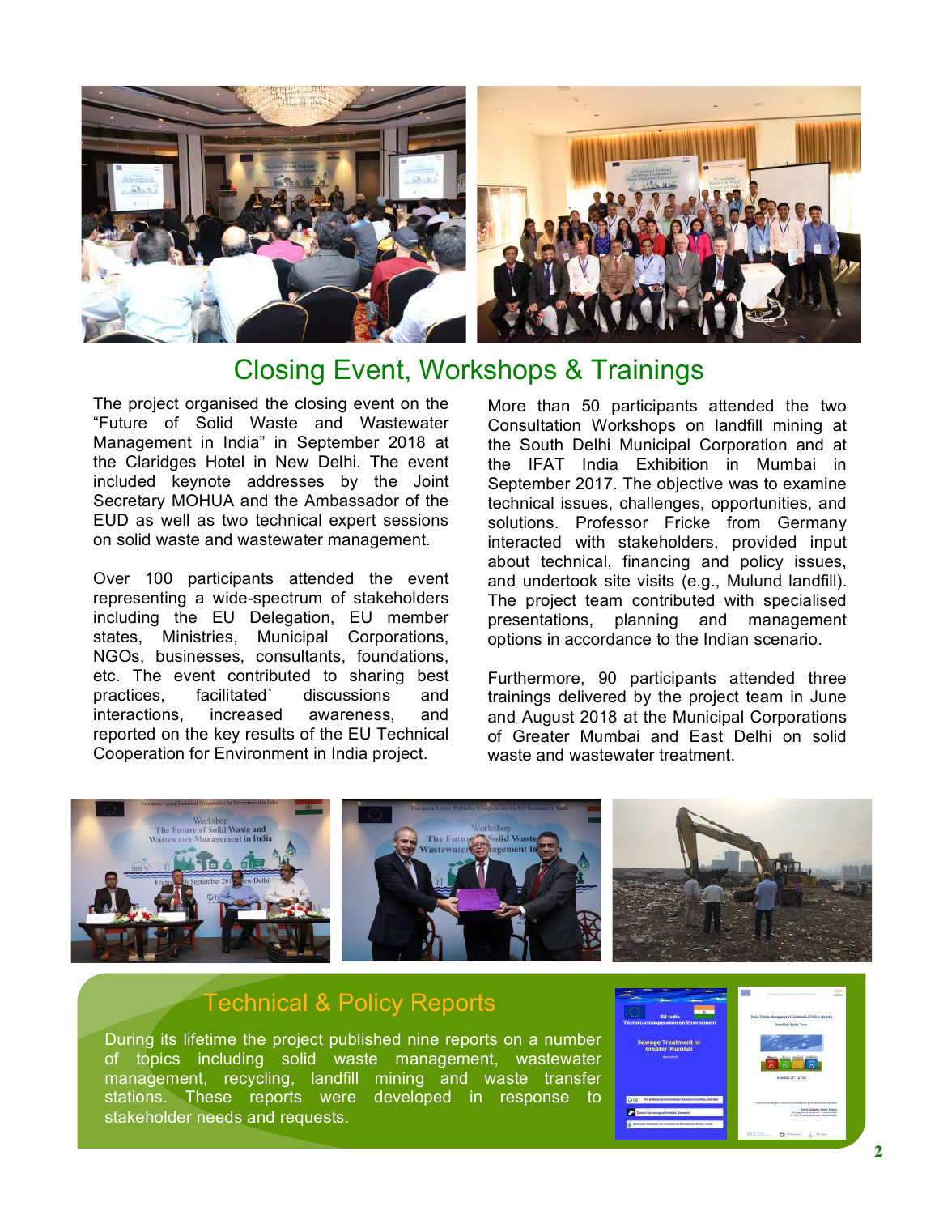## Closing Event, Workshops & Trainings

The project organised the closing event on the "Future of Solid Waste and Wastewater Management in India" in September 2018 at the Claridges Hotel in New Delhi. The event included keynote addresses by the Joint Secretary MOHUA and the Ambassador of the EUD as well as two technical expert sessions on solid waste and wastewater management.

Over 100 participants attended the event representing a wide-spectrum of stakeholders including the EU Delegation, EU member states, Ministries, Municipal Corporations, NGOs, businesses, consultants, foundations, etc. The event contributed to sharing best practices, facilitated` discussions and interactions, increased awareness, and reported on the key results of the EU Technical Cooperation for Environment in India project.

More than 50 participants attended the two Consultation Workshops on landfill mining at the South Delhi Municipal Corporation and at the IFAT India Exhibition in Mumbai in September 2017. The objective was to examine technical issues, challenges, opportunities, and solutions. Professor Fricke from Germany interacted with stakeholders, provided input about technical, financing and policy issues, and undertook site visits (e.g., Mulund landfill). The project team contributed with specialised presentations, planning and management options in accordance to the Indian scenario.

Furthermore, 90 participants attended three trainings delivered by the project team in June and August 2018 at the Municipal Corporations of Greater Mumbai and East Delhi on solid waste and wastewater treatment.

## Technical & Policy Reports

During its lifetime the project published nine reports on a number of topics including solid waste management, wastewater management, recycling, landfill mining and waste transfer stations. These reports were developed in response to stakeholder needs and requests.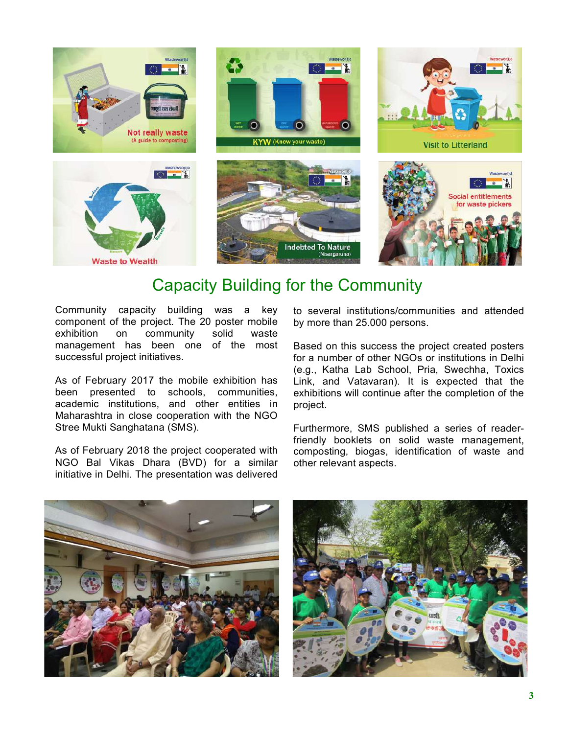## Capacity Building for the Community

Community capacity building was a key component of the project. The 20 poster mobile exhibition on community solid waste management has been one of the most successful project initiatives.

As of February 2017 the mobile exhibition has been presented to schools, communities, academic institutions, and other entities in Maharashtra in close cooperation with the NGO Stree Mukti Sanghatana (SMS).

As of February 2018 the project cooperated with NGO Bal Vikas Dhara (BVD) for a similar initiative in Delhi. The presentation was delivered to several institutions/communities and attended by more than 25.000 persons.

Based on this success the project created posters for a number of other NGOs or institutions in Delhi (e.g., Katha Lab School, Pria, Swechha, Toxics Link, and Vatavaran). It is expected that the exhibitions will continue after the completion of the project.

Furthermore, SMS published a series of reader-friendly booklets on solid waste management, composting, biogas, identification of waste and other relevant aspects.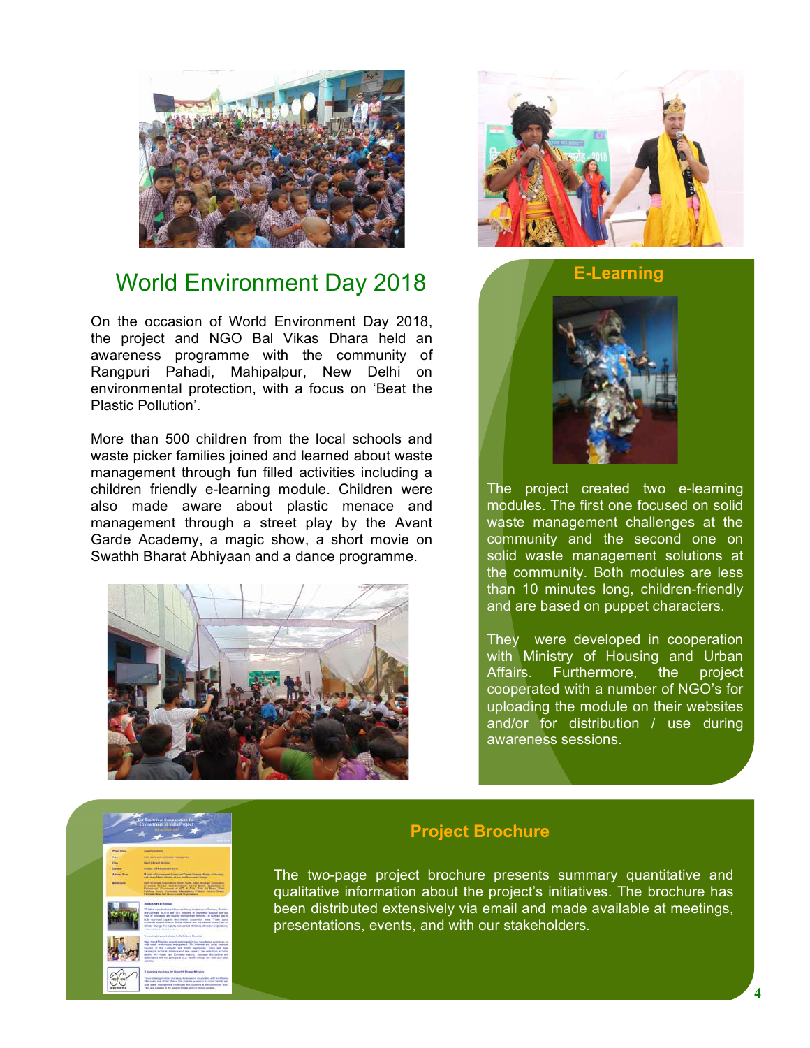## World Environment Day 2018

On the occasion of World Environment Day 2018, the project and NGO Bal Vikas Dhara held an awareness programme with the community of Rangpuri Pahadi, Mahipalpur, New Delhi on environmental protection, with a focus on 'Beat the Plastic Pollution'.

More than 500 children from the local schools and waste picker families joined and learned about waste management through fun filled activities including a children friendly e-learning module. Children were also made aware about plastic menace and management through a street play by the Avant Garde Academy, a magic show, a short movie on Swathh Bharat Abhiyaan and a dance programme.

### E-Learning

The project created two e-learning modules. The first one focused on solid waste management challenges at the community and the second one on solid waste management solutions at the community. Both modules are less than 10 minutes long, children-friendly and are based on puppet characters.

They were developed in cooperation with Ministry of Housing and Urban Affairs. Furthermore, the project cooperated with a number of NGO's for uploading the module on their websites and/or for distribution / use during awareness sessions.

### Project Brochure

The two-page project brochure presents summary quantitative and qualitative information about the project's initiatives. The brochure has been distributed extensively via email and made available at meetings, presentations, events, and with our stakeholders.